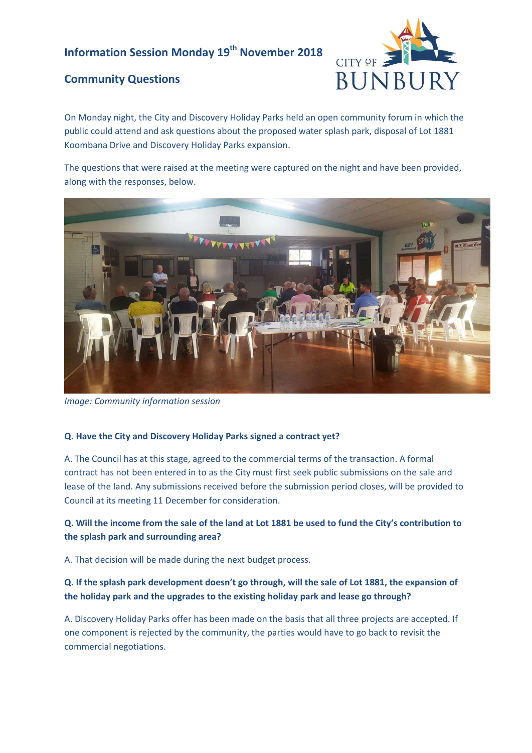# Information Session Monday 19th November 2018

## Community Questions

On Monday night, the City and Discovery Holiday Parks held an open community forum in which the public could attend and ask questions about the proposed water splash park, disposal of Lot 1881 Koombana Drive and Discovery Holiday Parks expansion.

The questions that were raised at the meeting were captured on the night and have been provided, along with the responses, below.

*Image: Community information session*

**Q. Have the City and Discovery Holiday Parks signed a contract yet?**

A. The Council has at this stage, agreed to the commercial terms of the transaction. A formal contract has not been entered in to as the City must first seek public submissions on the sale and lease of the land. Any submissions received before the submission period closes, will be provided to Council at its meeting 11 December for consideration.

**Q. Will the income from the sale of the land at Lot 1881 be used to fund the City's contribution to the splash park and surrounding area?**

A. That decision will be made during the next budget process.

**Q. If the splash park development doesn't go through, will the sale of Lot 1881, the expansion of the holiday park and the upgrades to the existing holiday park and lease go through?**

A. Discovery Holiday Parks offer has been made on the basis that all three projects are accepted. If one component is rejected by the community, the parties would have to go back to revisit the commercial negotiations.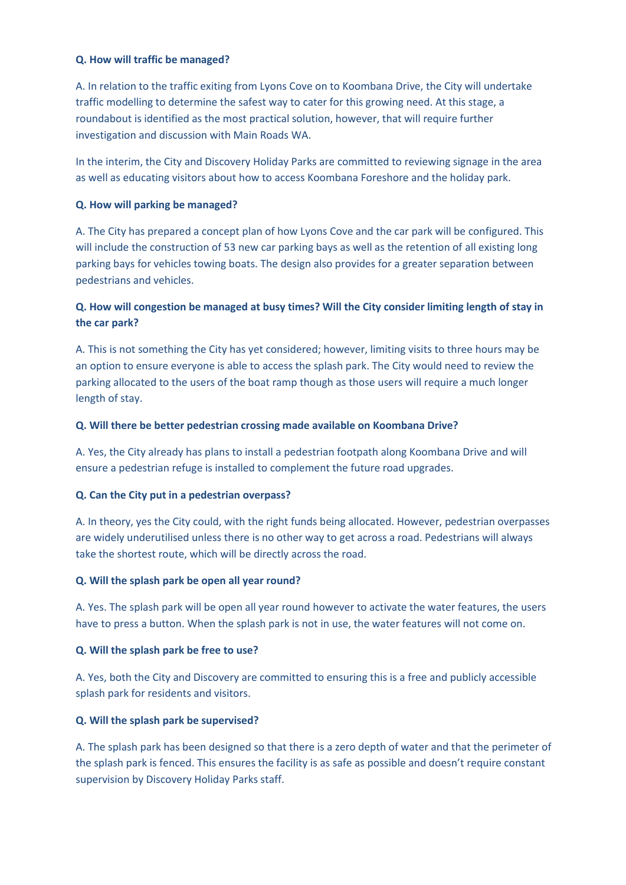**Q. How will traffic be managed?**

A. In relation to the traffic exiting from Lyons Cove on to Koombana Drive, the City will undertake traffic modelling to determine the safest way to cater for this growing need. At this stage, a roundabout is identified as the most practical solution, however, that will require further investigation and discussion with Main Roads WA.

In the interim, the City and Discovery Holiday Parks are committed to reviewing signage in the area as well as educating visitors about how to access Koombana Foreshore and the holiday park.

**Q. How will parking be managed?**

A. The City has prepared a concept plan of how Lyons Cove and the car park will be configured. This will include the construction of 53 new car parking bays as well as the retention of all existing long parking bays for vehicles towing boats. The design also provides for a greater separation between pedestrians and vehicles.

**Q. How will congestion be managed at busy times? Will the City consider limiting length of stay in the car park?**

A. This is not something the City has yet considered; however, limiting visits to three hours may be an option to ensure everyone is able to access the splash park. The City would need to review the parking allocated to the users of the boat ramp though as those users will require a much longer length of stay.

**Q. Will there be better pedestrian crossing made available on Koombana Drive?**

A. Yes, the City already has plans to install a pedestrian footpath along Koombana Drive and will ensure a pedestrian refuge is installed to complement the future road upgrades.

**Q. Can the City put in a pedestrian overpass?**

A. In theory, yes the City could, with the right funds being allocated. However, pedestrian overpasses are widely underutilised unless there is no other way to get across a road. Pedestrians will always take the shortest route, which will be directly across the road.

**Q. Will the splash park be open all year round?**

A. Yes. The splash park will be open all year round however to activate the water features, the users have to press a button. When the splash park is not in use, the water features will not come on.

**Q. Will the splash park be free to use?**

A. Yes, both the City and Discovery are committed to ensuring this is a free and publicly accessible splash park for residents and visitors.

**Q. Will the splash park be supervised?**

A. The splash park has been designed so that there is a zero depth of water and that the perimeter of the splash park is fenced. This ensures the facility is as safe as possible and doesn't require constant supervision by Discovery Holiday Parks staff.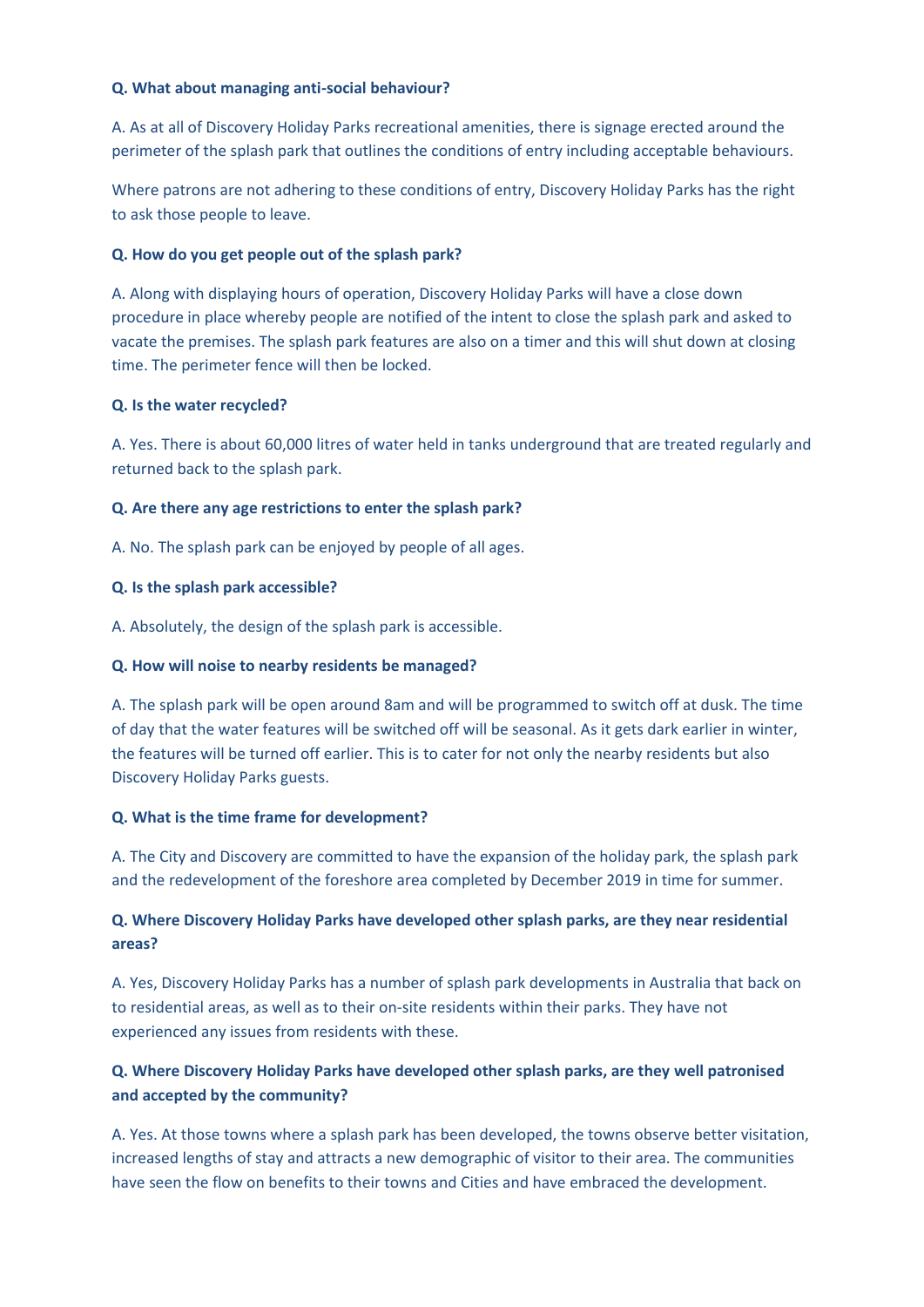**Q. What about managing anti-social behaviour?**

A. As at all of Discovery Holiday Parks recreational amenities, there is signage erected around the perimeter of the splash park that outlines the conditions of entry including acceptable behaviours.

Where patrons are not adhering to these conditions of entry, Discovery Holiday Parks has the right to ask those people to leave.

**Q. How do you get people out of the splash park?**

A. Along with displaying hours of operation, Discovery Holiday Parks will have a close down procedure in place whereby people are notified of the intent to close the splash park and asked to vacate the premises. The splash park features are also on a timer and this will shut down at closing time. The perimeter fence will then be locked.

**Q. Is the water recycled?**

A. Yes. There is about 60,000 litres of water held in tanks underground that are treated regularly and returned back to the splash park.

**Q. Are there any age restrictions to enter the splash park?**

A. No. The splash park can be enjoyed by people of all ages.

**Q. Is the splash park accessible?**

A. Absolutely, the design of the splash park is accessible.

**Q. How will noise to nearby residents be managed?**

A. The splash park will be open around 8am and will be programmed to switch off at dusk. The time of day that the water features will be switched off will be seasonal. As it gets dark earlier in winter, the features will be turned off earlier. This is to cater for not only the nearby residents but also Discovery Holiday Parks guests.

**Q. What is the time frame for development?**

A. The City and Discovery are committed to have the expansion of the holiday park, the splash park and the redevelopment of the foreshore area completed by December 2019 in time for summer.

**Q. Where Discovery Holiday Parks have developed other splash parks, are they near residential areas?**

A. Yes, Discovery Holiday Parks has a number of splash park developments in Australia that back on to residential areas, as well as to their on-site residents within their parks. They have not experienced any issues from residents with these.

**Q. Where Discovery Holiday Parks have developed other splash parks, are they well patronised and accepted by the community?**

A. Yes. At those towns where a splash park has been developed, the towns observe better visitation, increased lengths of stay and attracts a new demographic of visitor to their area. The communities have seen the flow on benefits to their towns and Cities and have embraced the development.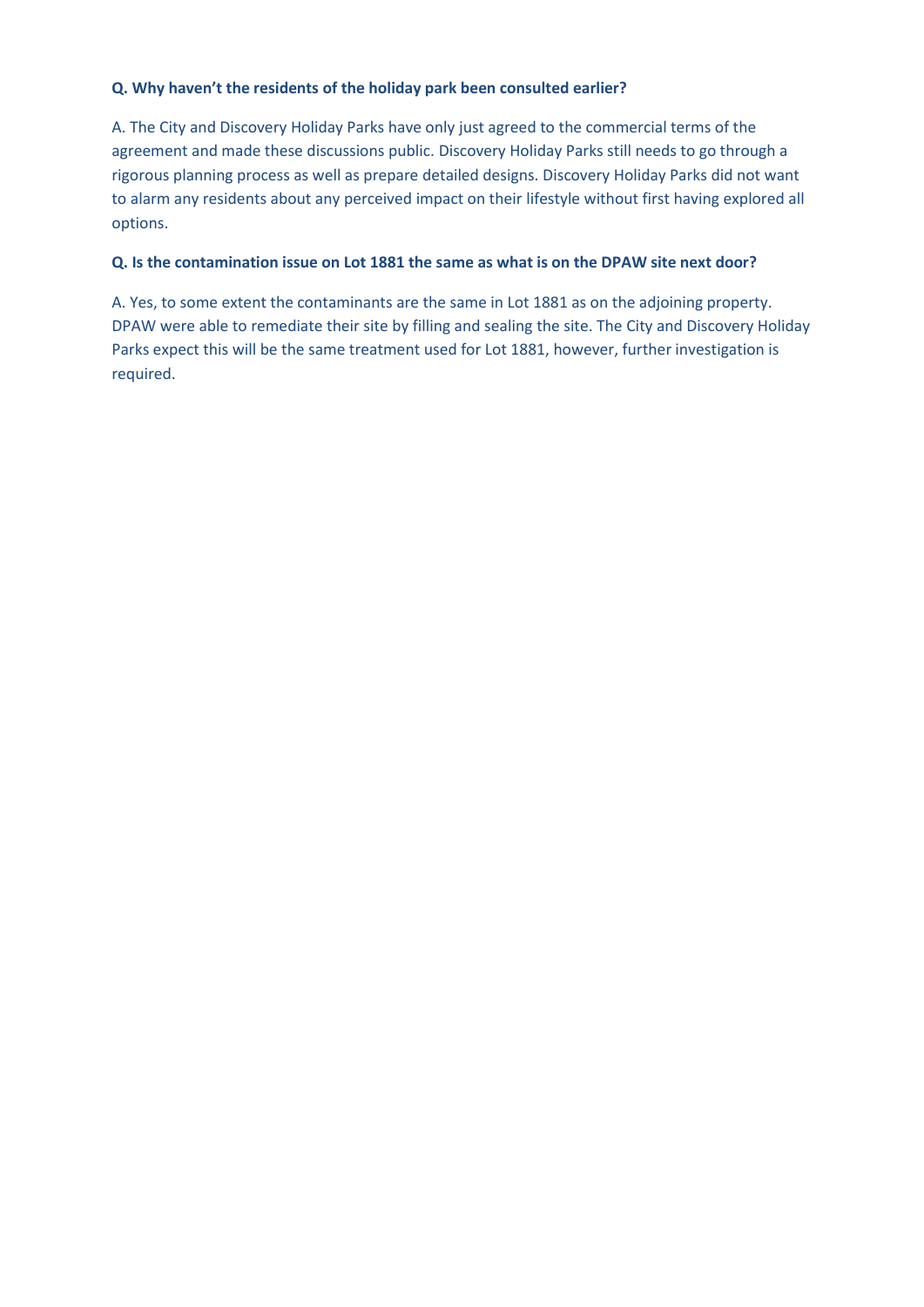**Q. Why haven't the residents of the holiday park been consulted earlier?**

A. The City and Discovery Holiday Parks have only just agreed to the commercial terms of the agreement and made these discussions public. Discovery Holiday Parks still needs to go through a rigorous planning process as well as prepare detailed designs. Discovery Holiday Parks did not want to alarm any residents about any perceived impact on their lifestyle without first having explored all options.

**Q. Is the contamination issue on Lot 1881 the same as what is on the DPAW site next door?**

A. Yes, to some extent the contaminants are the same in Lot 1881 as on the adjoining property. DPAW were able to remediate their site by filling and sealing the site. The City and Discovery Holiday Parks expect this will be the same treatment used for Lot 1881, however, further investigation is required.